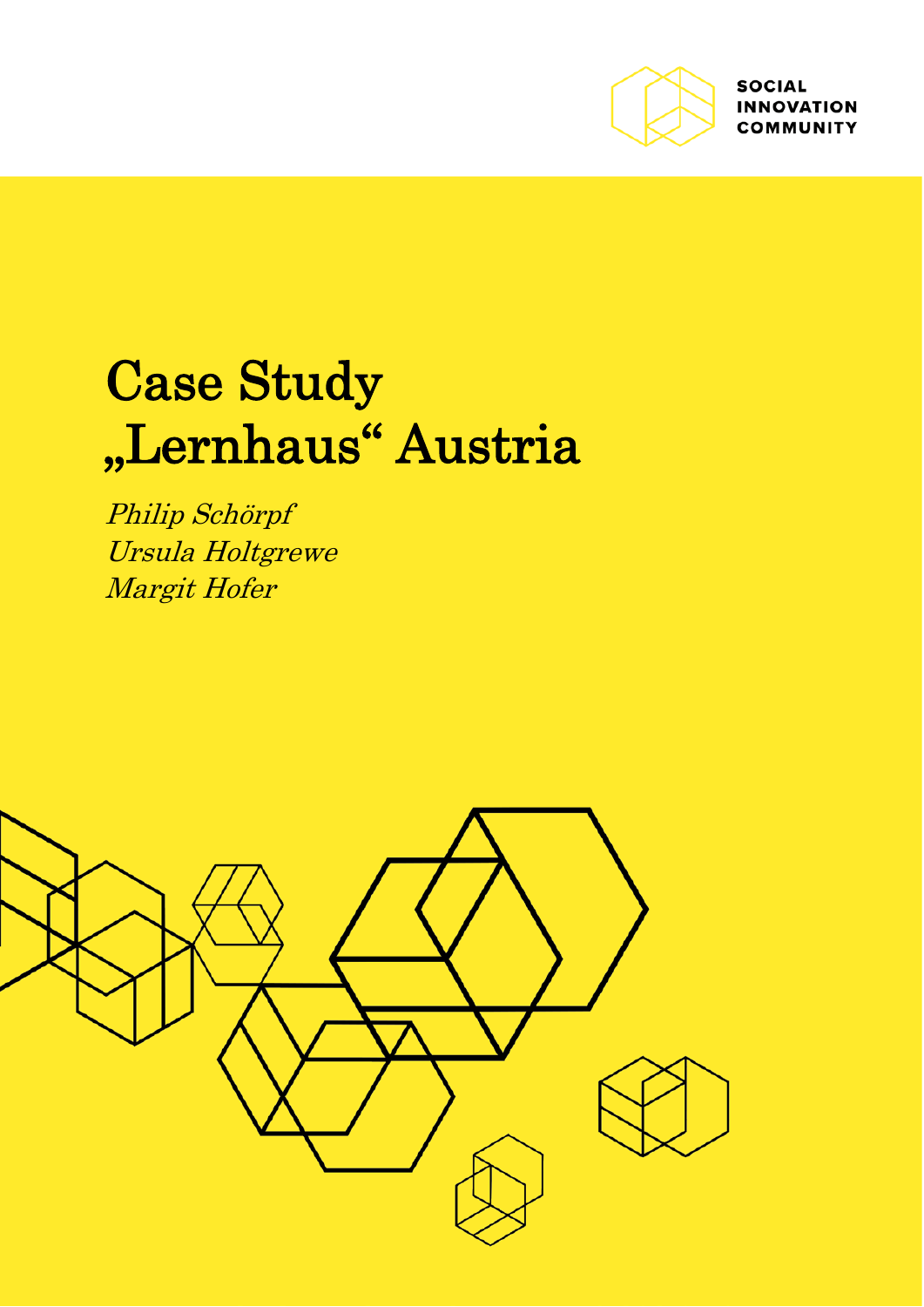SOCIAL INNOVATION COMMUNITY

# Case Study „Lernhaus“ Austria

*Philip Schörpf*
*Ursula Holtgrewe*
*Margit Hofer*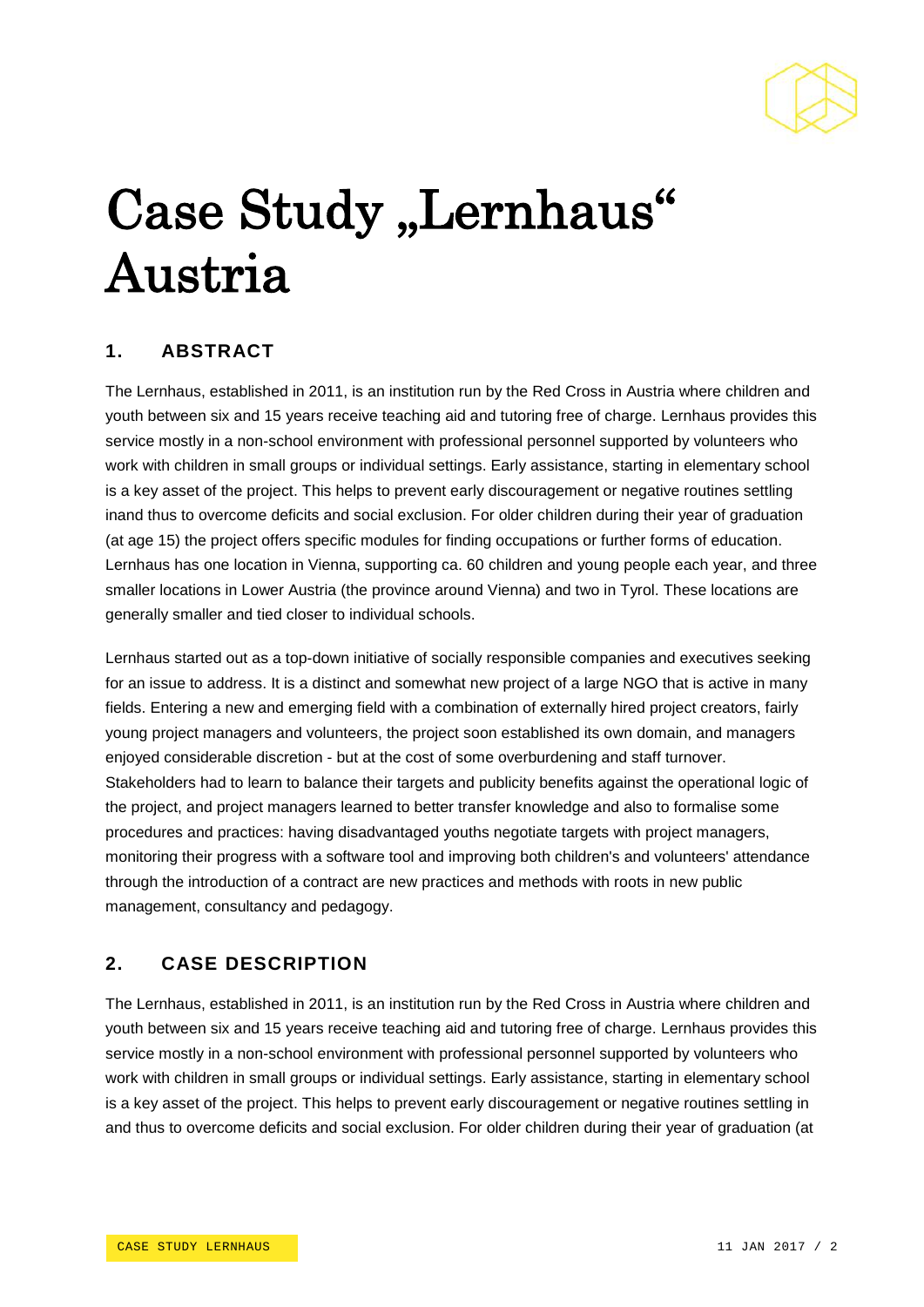# Case Study „Lernhaus" Austria

## 1. ABSTRACT

The Lernhaus, established in 2011, is an institution run by the Red Cross in Austria where children and youth between six and 15 years receive teaching aid and tutoring free of charge. Lernhaus provides this service mostly in a non-school environment with professional personnel supported by volunteers who work with children in small groups or individual settings. Early assistance, starting in elementary school is a key asset of the project. This helps to prevent early discouragement or negative routines settling inand thus to overcome deficits and social exclusion. For older children during their year of graduation (at age 15) the project offers specific modules for finding occupations or further forms of education. Lernhaus has one location in Vienna, supporting ca. 60 children and young people each year, and three smaller locations in Lower Austria (the province around Vienna) and two in Tyrol. These locations are generally smaller and tied closer to individual schools.

Lernhaus started out as a top-down initiative of socially responsible companies and executives seeking for an issue to address. It is a distinct and somewhat new project of a large NGO that is active in many fields. Entering a new and emerging field with a combination of externally hired project creators, fairly young project managers and volunteers, the project soon established its own domain, and managers enjoyed considerable discretion - but at the cost of some overburdening and staff turnover. Stakeholders had to learn to balance their targets and publicity benefits against the operational logic of the project, and project managers learned to better transfer knowledge and also to formalise some procedures and practices: having disadvantaged youths negotiate targets with project managers, monitoring their progress with a software tool and improving both children's and volunteers' attendance through the introduction of a contract are new practices and methods with roots in new public management, consultancy and pedagogy.

## 2. CASE DESCRIPTION

The Lernhaus, established in 2011, is an institution run by the Red Cross in Austria where children and youth between six and 15 years receive teaching aid and tutoring free of charge. Lernhaus provides this service mostly in a non-school environment with professional personnel supported by volunteers who work with children in small groups or individual settings. Early assistance, starting in elementary school is a key asset of the project. This helps to prevent early discouragement or negative routines settling in and thus to overcome deficits and social exclusion. For older children during their year of graduation (at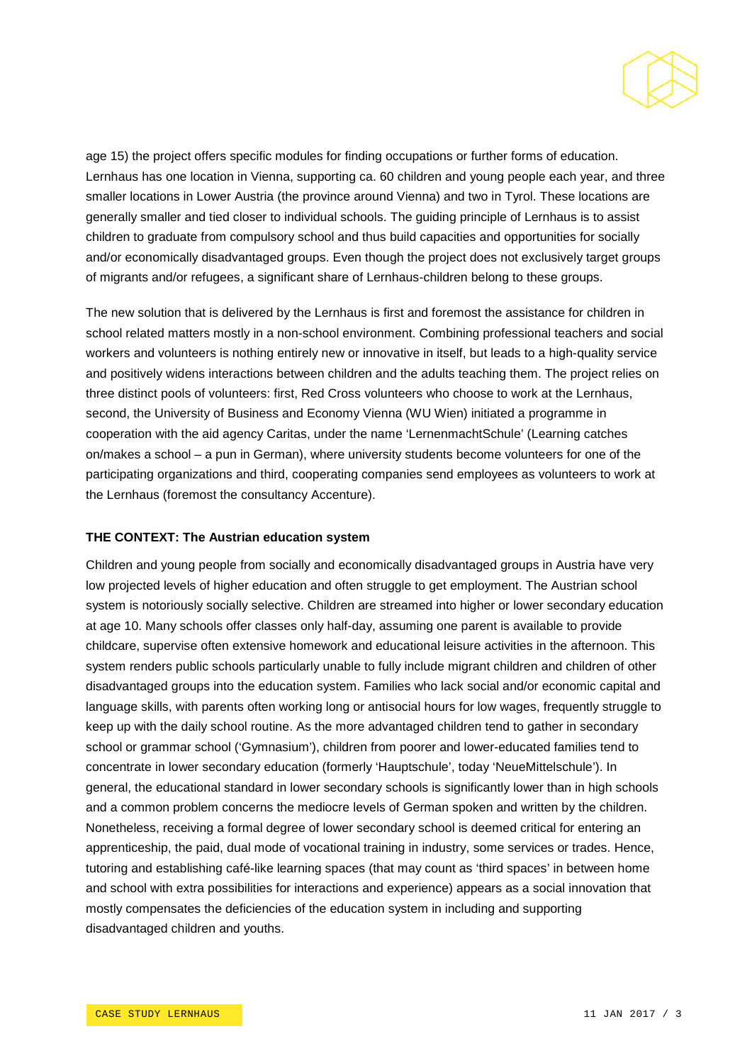age 15) the project offers specific modules for finding occupations or further forms of education. Lernhaus has one location in Vienna, supporting ca. 60 children and young people each year, and three smaller locations in Lower Austria (the province around Vienna) and two in Tyrol. These locations are generally smaller and tied closer to individual schools. The guiding principle of Lernhaus is to assist children to graduate from compulsory school and thus build capacities and opportunities for socially and/or economically disadvantaged groups. Even though the project does not exclusively target groups of migrants and/or refugees, a significant share of Lernhaus-children belong to these groups.

The new solution that is delivered by the Lernhaus is first and foremost the assistance for children in school related matters mostly in a non-school environment. Combining professional teachers and social workers and volunteers is nothing entirely new or innovative in itself, but leads to a high-quality service and positively widens interactions between children and the adults teaching them. The project relies on three distinct pools of volunteers: first, Red Cross volunteers who choose to work at the Lernhaus, second, the University of Business and Economy Vienna (WU Wien) initiated a programme in cooperation with the aid agency Caritas, under the name 'LernenmachtSchule' (Learning catches on/makes a school – a pun in German), where university students become volunteers for one of the participating organizations and third, cooperating companies send employees as volunteers to work at the Lernhaus (foremost the consultancy Accenture).

**THE CONTEXT: The Austrian education system**

Children and young people from socially and economically disadvantaged groups in Austria have very low projected levels of higher education and often struggle to get employment. The Austrian school system is notoriously socially selective. Children are streamed into higher or lower secondary education at age 10. Many schools offer classes only half-day, assuming one parent is available to provide childcare, supervise often extensive homework and educational leisure activities in the afternoon. This system renders public schools particularly unable to fully include migrant children and children of other disadvantaged groups into the education system. Families who lack social and/or economic capital and language skills, with parents often working long or antisocial hours for low wages, frequently struggle to keep up with the daily school routine. As the more advantaged children tend to gather in secondary school or grammar school ('Gymnasium'), children from poorer and lower-educated families tend to concentrate in lower secondary education (formerly 'Hauptschule', today 'NeueMittelschule'). In general, the educational standard in lower secondary schools is significantly lower than in high schools and a common problem concerns the mediocre levels of German spoken and written by the children. Nonetheless, receiving a formal degree of lower secondary school is deemed critical for entering an apprenticeship, the paid, dual mode of vocational training in industry, some services or trades. Hence, tutoring and establishing café-like learning spaces (that may count as 'third spaces' in between home and school with extra possibilities for interactions and experience) appears as a social innovation that mostly compensates the deficiencies of the education system in including and supporting disadvantaged children and youths.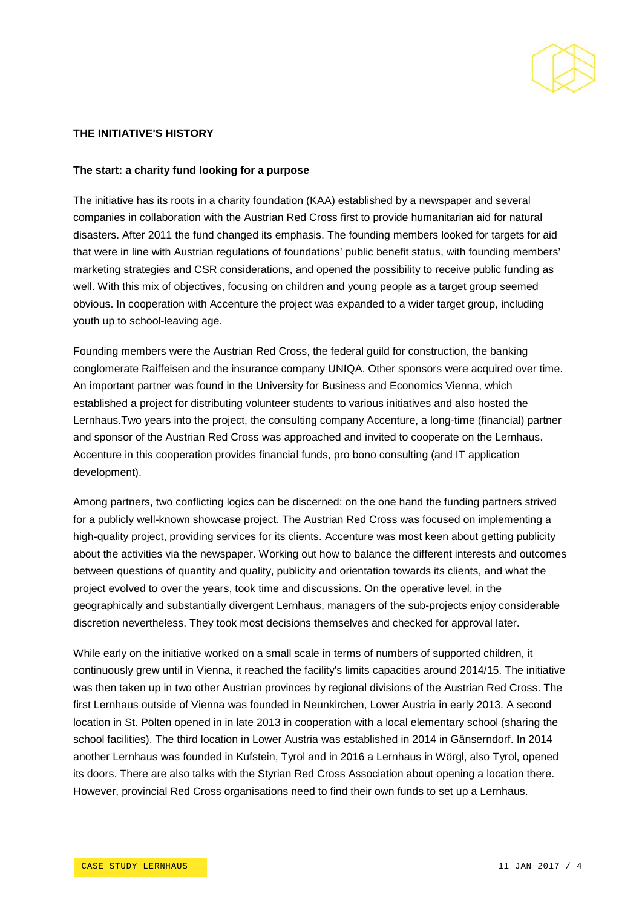## THE INITIATIVE'S HISTORY

### The start: a charity fund looking for a purpose

The initiative has its roots in a charity foundation (KAA) established by a newspaper and several companies in collaboration with the Austrian Red Cross first to provide humanitarian aid for natural disasters. After 2011 the fund changed its emphasis. The founding members looked for targets for aid that were in line with Austrian regulations of foundations' public benefit status, with founding members' marketing strategies and CSR considerations, and opened the possibility to receive public funding as well. With this mix of objectives, focusing on children and young people as a target group seemed obvious. In cooperation with Accenture the project was expanded to a wider target group, including youth up to school-leaving age.

Founding members were the Austrian Red Cross, the federal guild for construction, the banking conglomerate Raiffeisen and the insurance company UNIQA. Other sponsors were acquired over time. An important partner was found in the University for Business and Economics Vienna, which established a project for distributing volunteer students to various initiatives and also hosted the Lernhaus.Two years into the project, the consulting company Accenture, a long-time (financial) partner and sponsor of the Austrian Red Cross was approached and invited to cooperate on the Lernhaus. Accenture in this cooperation provides financial funds, pro bono consulting (and IT application development).

Among partners, two conflicting logics can be discerned: on the one hand the funding partners strived for a publicly well-known showcase project. The Austrian Red Cross was focused on implementing a high-quality project, providing services for its clients. Accenture was most keen about getting publicity about the activities via the newspaper. Working out how to balance the different interests and outcomes between questions of quantity and quality, publicity and orientation towards its clients, and what the project evolved to over the years, took time and discussions. On the operative level, in the geographically and substantially divergent Lernhaus, managers of the sub-projects enjoy considerable discretion nevertheless. They took most decisions themselves and checked for approval later.

While early on the initiative worked on a small scale in terms of numbers of supported children, it continuously grew until in Vienna, it reached the facility's limits capacities around 2014/15. The initiative was then taken up in two other Austrian provinces by regional divisions of the Austrian Red Cross. The first Lernhaus outside of Vienna was founded in Neunkirchen, Lower Austria in early 2013. A second location in St. Pölten opened in in late 2013 in cooperation with a local elementary school (sharing the school facilities). The third location in Lower Austria was established in 2014 in Gänserndorf. In 2014 another Lernhaus was founded in Kufstein, Tyrol and in 2016 a Lernhaus in Wörgl, also Tyrol, opened its doors. There are also talks with the Styrian Red Cross Association about opening a location there. However, provincial Red Cross organisations need to find their own funds to set up a Lernhaus.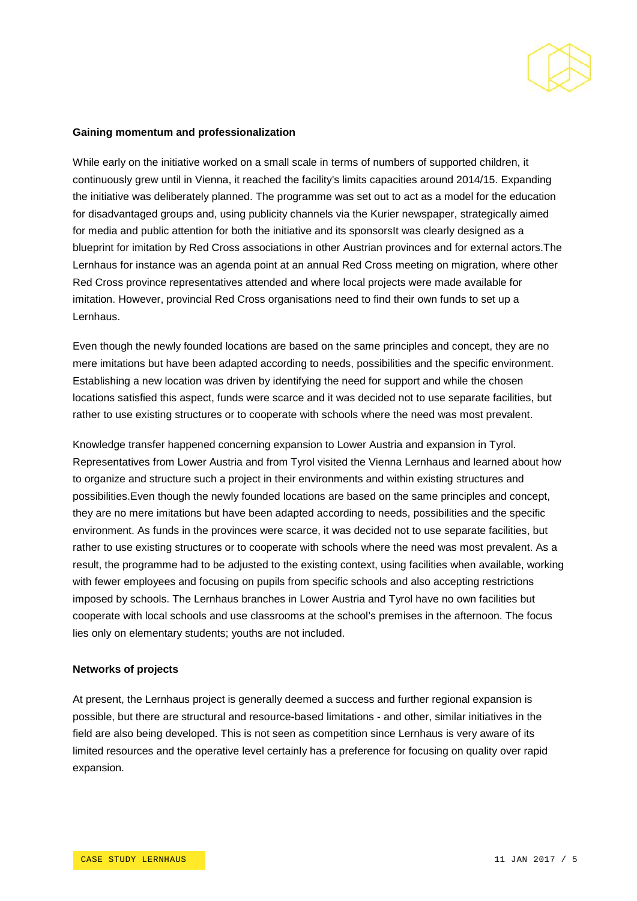**Gaining momentum and professionalization**

While early on the initiative worked on a small scale in terms of numbers of supported children, it continuously grew until in Vienna, it reached the facility's limits capacities around 2014/15. Expanding the initiative was deliberately planned. The programme was set out to act as a model for the education for disadvantaged groups and, using publicity channels via the Kurier newspaper, strategically aimed for media and public attention for both the initiative and its sponsorsIt was clearly designed as a blueprint for imitation by Red Cross associations in other Austrian provinces and for external actors.The Lernhaus for instance was an agenda point at an annual Red Cross meeting on migration, where other Red Cross province representatives attended and where local projects were made available for imitation. However, provincial Red Cross organisations need to find their own funds to set up a Lernhaus.

Even though the newly founded locations are based on the same principles and concept, they are no mere imitations but have been adapted according to needs, possibilities and the specific environment. Establishing a new location was driven by identifying the need for support and while the chosen locations satisfied this aspect, funds were scarce and it was decided not to use separate facilities, but rather to use existing structures or to cooperate with schools where the need was most prevalent.

Knowledge transfer happened concerning expansion to Lower Austria and expansion in Tyrol. Representatives from Lower Austria and from Tyrol visited the Vienna Lernhaus and learned about how to organize and structure such a project in their environments and within existing structures and possibilities.Even though the newly founded locations are based on the same principles and concept, they are no mere imitations but have been adapted according to needs, possibilities and the specific environment. As funds in the provinces were scarce, it was decided not to use separate facilities, but rather to use existing structures or to cooperate with schools where the need was most prevalent. As a result, the programme had to be adjusted to the existing context, using facilities when available, working with fewer employees and focusing on pupils from specific schools and also accepting restrictions imposed by schools. The Lernhaus branches in Lower Austria and Tyrol have no own facilities but cooperate with local schools and use classrooms at the school's premises in the afternoon. The focus lies only on elementary students; youths are not included.

**Networks of projects**

At present, the Lernhaus project is generally deemed a success and further regional expansion is possible, but there are structural and resource-based limitations - and other, similar initiatives in the field are also being developed. This is not seen as competition since Lernhaus is very aware of its limited resources and the operative level certainly has a preference for focusing on quality over rapid expansion.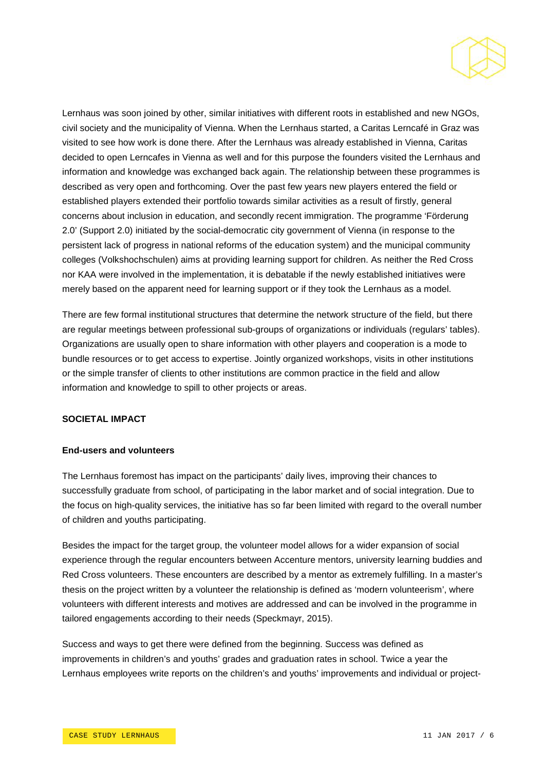Lernhaus was soon joined by other, similar initiatives with different roots in established and new NGOs, civil society and the municipality of Vienna. When the Lernhaus started, a Caritas Lerncafé in Graz was visited to see how work is done there. After the Lernhaus was already established in Vienna, Caritas decided to open Lerncafes in Vienna as well and for this purpose the founders visited the Lernhaus and information and knowledge was exchanged back again. The relationship between these programmes is described as very open and forthcoming. Over the past few years new players entered the field or established players extended their portfolio towards similar activities as a result of firstly, general concerns about inclusion in education, and secondly recent immigration. The programme 'Förderung 2.0' (Support 2.0) initiated by the social-democratic city government of Vienna (in response to the persistent lack of progress in national reforms of the education system) and the municipal community colleges (Volkshochschulen) aims at providing learning support for children. As neither the Red Cross nor KAA were involved in the implementation, it is debatable if the newly established initiatives were merely based on the apparent need for learning support or if they took the Lernhaus as a model.

There are few formal institutional structures that determine the network structure of the field, but there are regular meetings between professional sub-groups of organizations or individuals (regulars' tables). Organizations are usually open to share information with other players and cooperation is a mode to bundle resources or to get access to expertise. Jointly organized workshops, visits in other institutions or the simple transfer of clients to other institutions are common practice in the field and allow information and knowledge to spill to other projects or areas.

## SOCIETAL IMPACT

### End-users and volunteers

The Lernhaus foremost has impact on the participants' daily lives, improving their chances to successfully graduate from school, of participating in the labor market and of social integration. Due to the focus on high-quality services, the initiative has so far been limited with regard to the overall number of children and youths participating.

Besides the impact for the target group, the volunteer model allows for a wider expansion of social experience through the regular encounters between Accenture mentors, university learning buddies and Red Cross volunteers. These encounters are described by a mentor as extremely fulfilling. In a master's thesis on the project written by a volunteer the relationship is defined as 'modern volunteerism', where volunteers with different interests and motives are addressed and can be involved in the programme in tailored engagements according to their needs (Speckmayr, 2015).

Success and ways to get there were defined from the beginning. Success was defined as improvements in children's and youths' grades and graduation rates in school. Twice a year the Lernhaus employees write reports on the children's and youths' improvements and individual or project-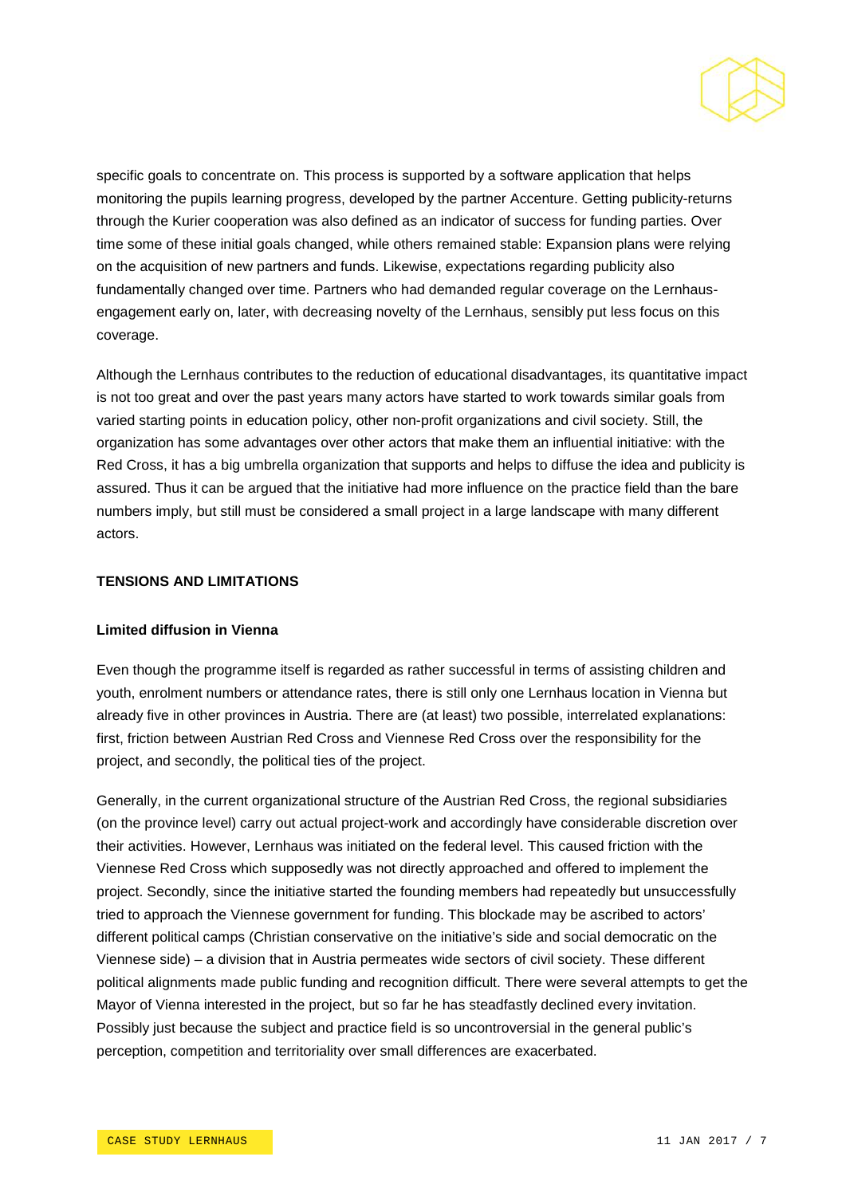specific goals to concentrate on. This process is supported by a software application that helps monitoring the pupils learning progress, developed by the partner Accenture. Getting publicity-returns through the Kurier cooperation was also defined as an indicator of success for funding parties. Over time some of these initial goals changed, while others remained stable: Expansion plans were relying on the acquisition of new partners and funds. Likewise, expectations regarding publicity also fundamentally changed over time. Partners who had demanded regular coverage on the Lernhaus-engagement early on, later, with decreasing novelty of the Lernhaus, sensibly put less focus on this coverage.

Although the Lernhaus contributes to the reduction of educational disadvantages, its quantitative impact is not too great and over the past years many actors have started to work towards similar goals from varied starting points in education policy, other non-profit organizations and civil society. Still, the organization has some advantages over other actors that make them an influential initiative: with the Red Cross, it has a big umbrella organization that supports and helps to diffuse the idea and publicity is assured. Thus it can be argued that the initiative had more influence on the practice field than the bare numbers imply, but still must be considered a small project in a large landscape with many different actors.

## TENSIONS AND LIMITATIONS

### Limited diffusion in Vienna

Even though the programme itself is regarded as rather successful in terms of assisting children and youth, enrolment numbers or attendance rates, there is still only one Lernhaus location in Vienna but already five in other provinces in Austria. There are (at least) two possible, interrelated explanations: first, friction between Austrian Red Cross and Viennese Red Cross over the responsibility for the project, and secondly, the political ties of the project.

Generally, in the current organizational structure of the Austrian Red Cross, the regional subsidiaries (on the province level) carry out actual project-work and accordingly have considerable discretion over their activities. However, Lernhaus was initiated on the federal level. This caused friction with the Viennese Red Cross which supposedly was not directly approached and offered to implement the project. Secondly, since the initiative started the founding members had repeatedly but unsuccessfully tried to approach the Viennese government for funding. This blockade may be ascribed to actors' different political camps (Christian conservative on the initiative's side and social democratic on the Viennese side) – a division that in Austria permeates wide sectors of civil society. These different political alignments made public funding and recognition difficult. There were several attempts to get the Mayor of Vienna interested in the project, but so far he has steadfastly declined every invitation. Possibly just because the subject and practice field is so uncontroversial in the general public's perception, competition and territoriality over small differences are exacerbated.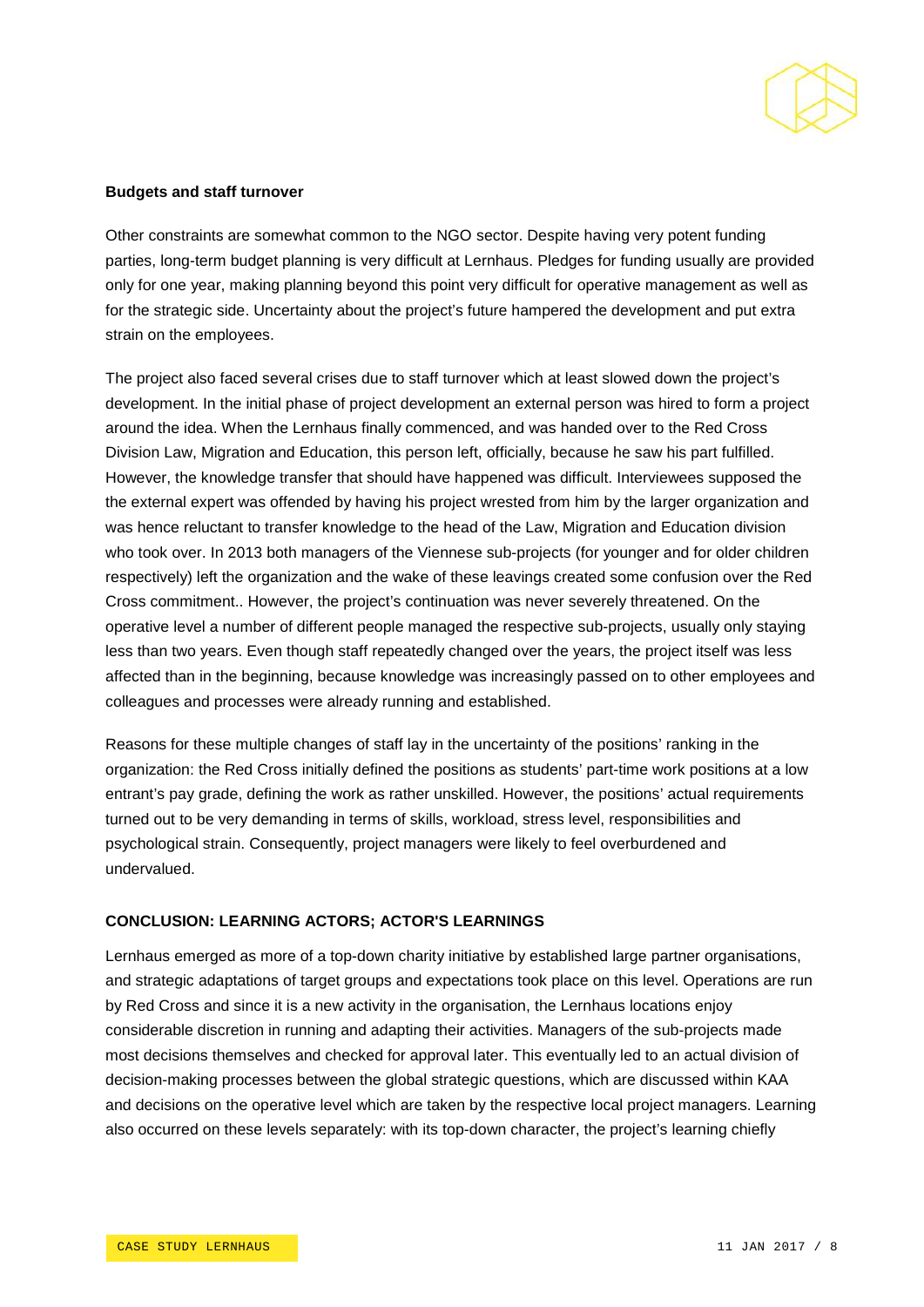**Budgets and staff turnover**

Other constraints are somewhat common to the NGO sector. Despite having very potent funding parties, long-term budget planning is very difficult at Lernhaus. Pledges for funding usually are provided only for one year, making planning beyond this point very difficult for operative management as well as for the strategic side. Uncertainty about the project's future hampered the development and put extra strain on the employees.

The project also faced several crises due to staff turnover which at least slowed down the project's development. In the initial phase of project development an external person was hired to form a project around the idea. When the Lernhaus finally commenced, and was handed over to the Red Cross Division Law, Migration and Education, this person left, officially, because he saw his part fulfilled. However, the knowledge transfer that should have happened was difficult. Interviewees supposed the the external expert was offended by having his project wrested from him by the larger organization and was hence reluctant to transfer knowledge to the head of the Law, Migration and Education division who took over. In 2013 both managers of the Viennese sub-projects (for younger and for older children respectively) left the organization and the wake of these leavings created some confusion over the Red Cross commitment.. However, the project's continuation was never severely threatened. On the operative level a number of different people managed the respective sub-projects, usually only staying less than two years. Even though staff repeatedly changed over the years, the project itself was less affected than in the beginning, because knowledge was increasingly passed on to other employees and colleagues and processes were already running and established.

Reasons for these multiple changes of staff lay in the uncertainty of the positions' ranking in the organization: the Red Cross initially defined the positions as students' part-time work positions at a low entrant's pay grade, defining the work as rather unskilled. However, the positions' actual requirements turned out to be very demanding in terms of skills, workload, stress level, responsibilities and psychological strain. Consequently, project managers were likely to feel overburdened and undervalued.

## CONCLUSION: LEARNING ACTORS; ACTOR'S LEARNINGS

Lernhaus emerged as more of a top-down charity initiative by established large partner organisations, and strategic adaptations of target groups and expectations took place on this level. Operations are run by Red Cross and since it is a new activity in the organisation, the Lernhaus locations enjoy considerable discretion in running and adapting their activities. Managers of the sub-projects made most decisions themselves and checked for approval later. This eventually led to an actual division of decision-making processes between the global strategic questions, which are discussed within KAA and decisions on the operative level which are taken by the respective local project managers. Learning also occurred on these levels separately: with its top-down character, the project's learning chiefly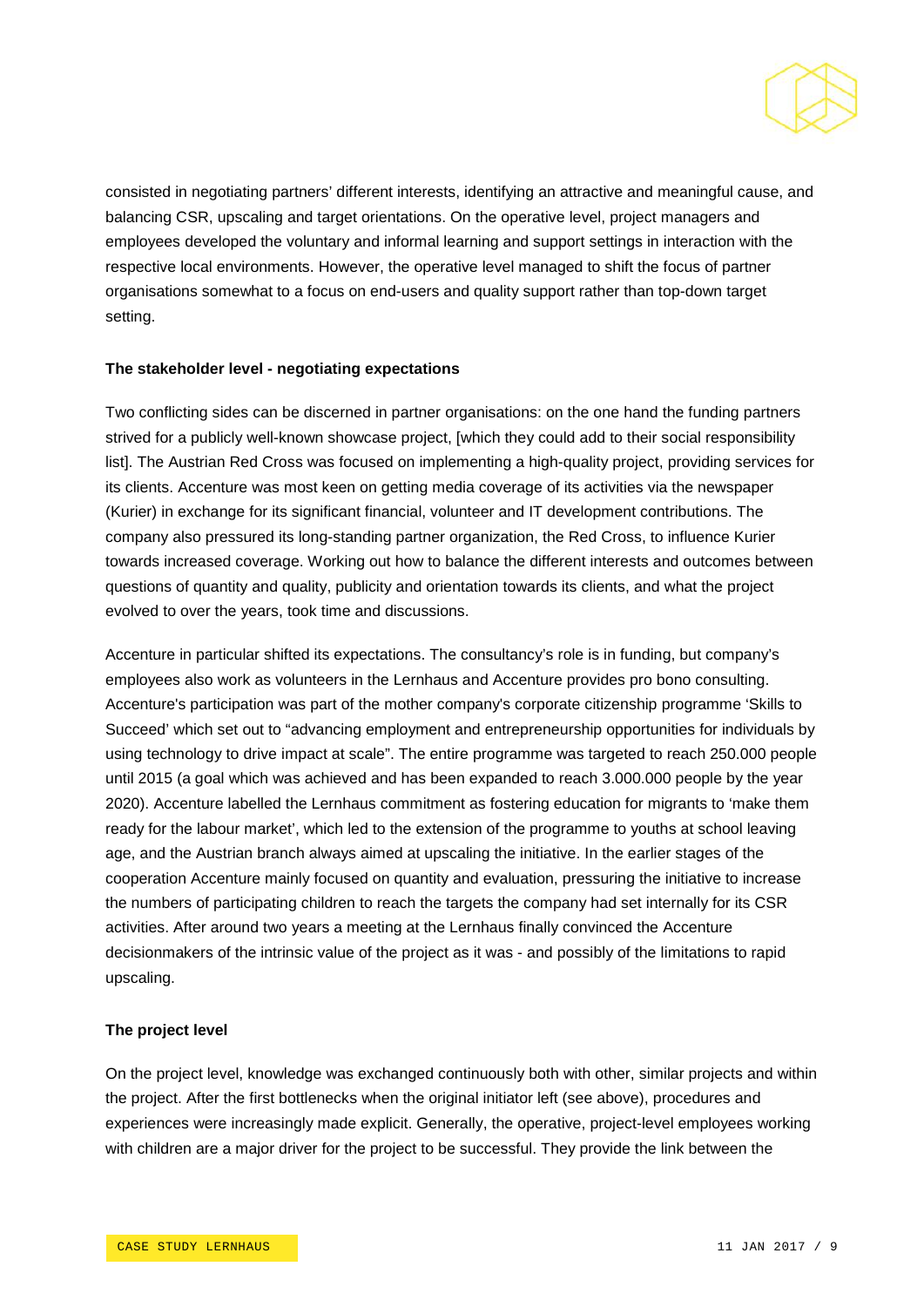consisted in negotiating partners' different interests, identifying an attractive and meaningful cause, and balancing CSR, upscaling and target orientations. On the operative level, project managers and employees developed the voluntary and informal learning and support settings in interaction with the respective local environments. However, the operative level managed to shift the focus of partner organisations somewhat to a focus on end-users and quality support rather than top-down target setting.

**The stakeholder level - negotiating expectations**

Two conflicting sides can be discerned in partner organisations: on the one hand the funding partners strived for a publicly well-known showcase project, [which they could add to their social responsibility list]. The Austrian Red Cross was focused on implementing a high-quality project, providing services for its clients. Accenture was most keen on getting media coverage of its activities via the newspaper (Kurier) in exchange for its significant financial, volunteer and IT development contributions. The company also pressured its long-standing partner organization, the Red Cross, to influence Kurier towards increased coverage. Working out how to balance the different interests and outcomes between questions of quantity and quality, publicity and orientation towards its clients, and what the project evolved to over the years, took time and discussions.

Accenture in particular shifted its expectations. The consultancy's role is in funding, but company's employees also work as volunteers in the Lernhaus and Accenture provides pro bono consulting. Accenture's participation was part of the mother company's corporate citizenship programme 'Skills to Succeed' which set out to "advancing employment and entrepreneurship opportunities for individuals by using technology to drive impact at scale". The entire programme was targeted to reach 250.000 people until 2015 (a goal which was achieved and has been expanded to reach 3.000.000 people by the year 2020). Accenture labelled the Lernhaus commitment as fostering education for migrants to 'make them ready for the labour market', which led to the extension of the programme to youths at school leaving age, and the Austrian branch always aimed at upscaling the initiative. In the earlier stages of the cooperation Accenture mainly focused on quantity and evaluation, pressuring the initiative to increase the numbers of participating children to reach the targets the company had set internally for its CSR activities. After around two years a meeting at the Lernhaus finally convinced the Accenture decisionmakers of the intrinsic value of the project as it was - and possibly of the limitations to rapid upscaling.

**The project level**

On the project level, knowledge was exchanged continuously both with other, similar projects and within the project. After the first bottlenecks when the original initiator left (see above), procedures and experiences were increasingly made explicit. Generally, the operative, project-level employees working with children are a major driver for the project to be successful. They provide the link between the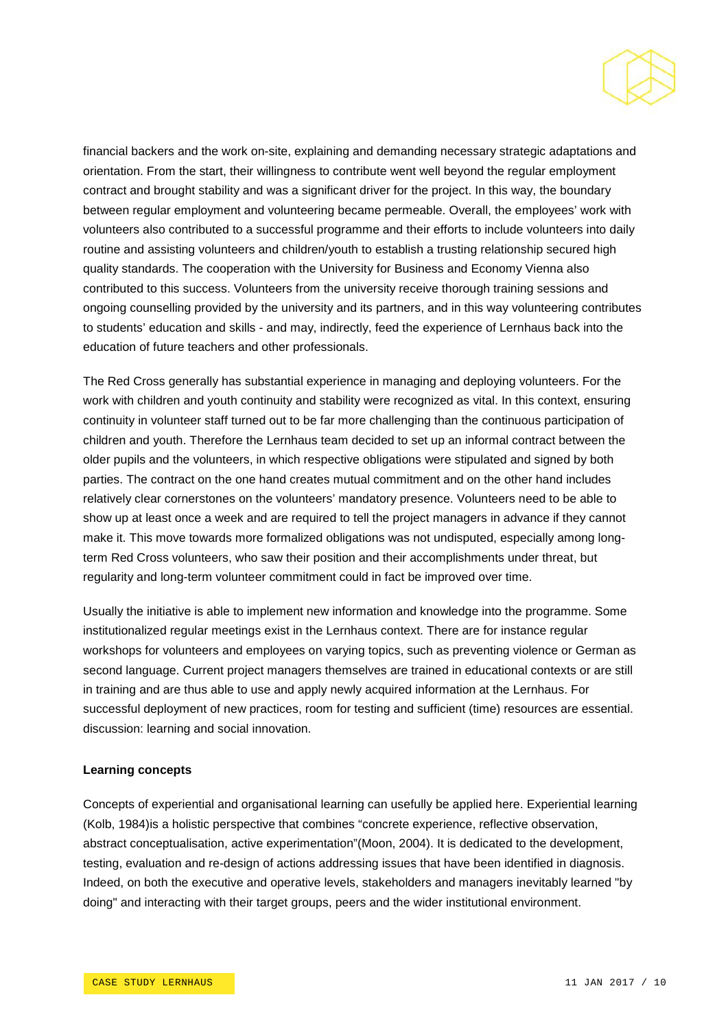financial backers and the work on-site, explaining and demanding necessary strategic adaptations and orientation. From the start, their willingness to contribute went well beyond the regular employment contract and brought stability and was a significant driver for the project. In this way, the boundary between regular employment and volunteering became permeable. Overall, the employees' work with volunteers also contributed to a successful programme and their efforts to include volunteers into daily routine and assisting volunteers and children/youth to establish a trusting relationship secured high quality standards. The cooperation with the University for Business and Economy Vienna also contributed to this success. Volunteers from the university receive thorough training sessions and ongoing counselling provided by the university and its partners, and in this way volunteering contributes to students' education and skills - and may, indirectly, feed the experience of Lernhaus back into the education of future teachers and other professionals.

The Red Cross generally has substantial experience in managing and deploying volunteers. For the work with children and youth continuity and stability were recognized as vital. In this context, ensuring continuity in volunteer staff turned out to be far more challenging than the continuous participation of children and youth. Therefore the Lernhaus team decided to set up an informal contract between the older pupils and the volunteers, in which respective obligations were stipulated and signed by both parties. The contract on the one hand creates mutual commitment and on the other hand includes relatively clear cornerstones on the volunteers' mandatory presence. Volunteers need to be able to show up at least once a week and are required to tell the project managers in advance if they cannot make it. This move towards more formalized obligations was not undisputed, especially among long-term Red Cross volunteers, who saw their position and their accomplishments under threat, but regularity and long-term volunteer commitment could in fact be improved over time.

Usually the initiative is able to implement new information and knowledge into the programme. Some institutionalized regular meetings exist in the Lernhaus context. There are for instance regular workshops for volunteers and employees on varying topics, such as preventing violence or German as second language. Current project managers themselves are trained in educational contexts or are still in training and are thus able to use and apply newly acquired information at the Lernhaus. For successful deployment of new practices, room for testing and sufficient (time) resources are essential.
discussion: learning and social innovation.

**Learning concepts**

Concepts of experiential and organisational learning can usefully be applied here. Experiential learning (Kolb, 1984)is a holistic perspective that combines "concrete experience, reflective observation, abstract conceptualisation, active experimentation"(Moon, 2004). It is dedicated to the development, testing, evaluation and re-design of actions addressing issues that have been identified in diagnosis. Indeed, on both the executive and operative levels, stakeholders and managers inevitably learned "by doing" and interacting with their target groups, peers and the wider institutional environment.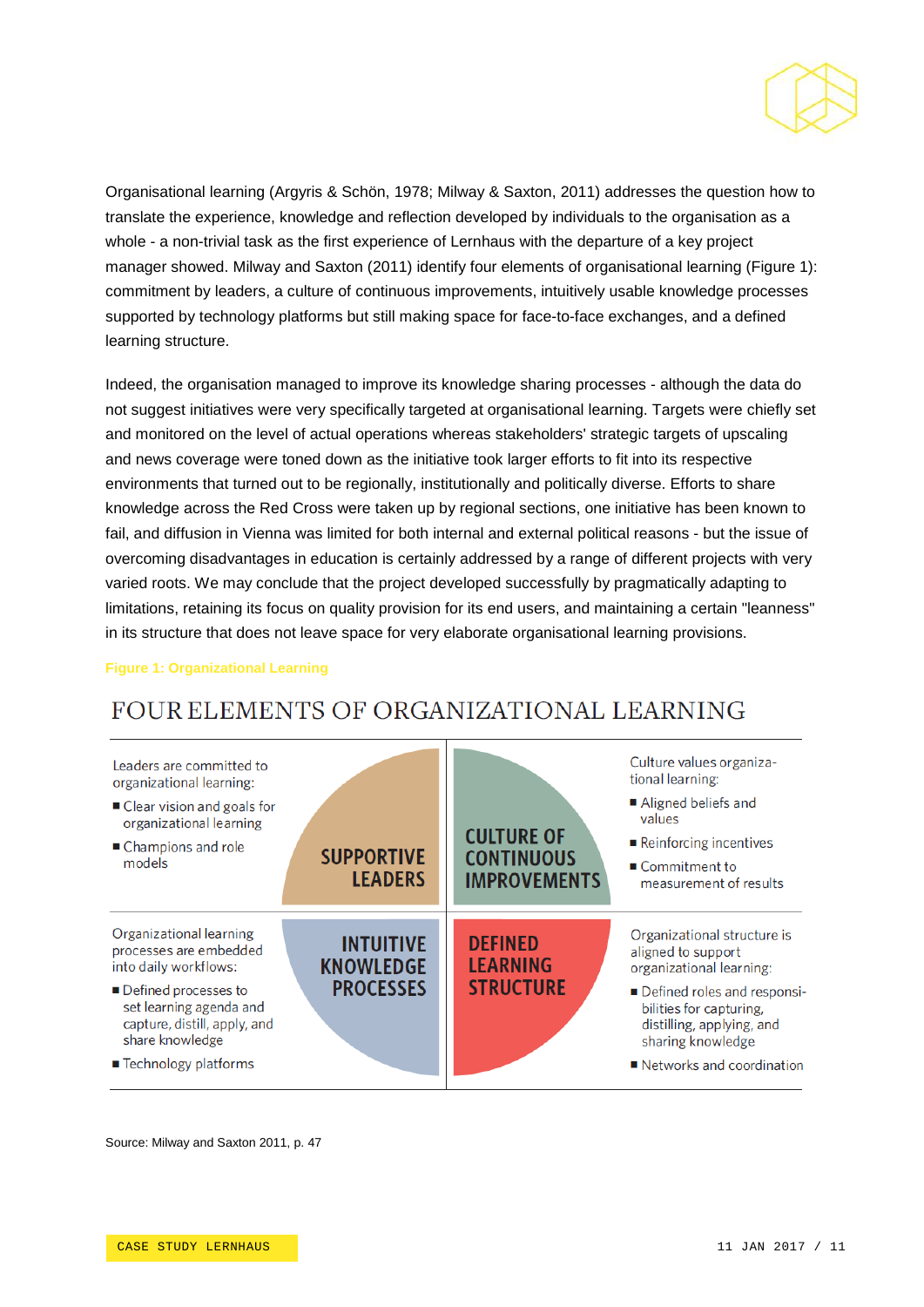Organisational learning (Argyris & Schön, 1978; Milway & Saxton, 2011) addresses the question how to translate the experience, knowledge and reflection developed by individuals to the organisation as a whole - a non-trivial task as the first experience of Lernhaus with the departure of a key project manager showed. Milway and Saxton (2011) identify four elements of organisational learning (Figure 1): commitment by leaders, a culture of continuous improvements, intuitively usable knowledge processes supported by technology platforms but still making space for face-to-face exchanges, and a defined learning structure.

Indeed, the organisation managed to improve its knowledge sharing processes - although the data do not suggest initiatives were very specifically targeted at organisational learning. Targets were chiefly set and monitored on the level of actual operations whereas stakeholders' strategic targets of upscaling and news coverage were toned down as the initiative took larger efforts to fit into its respective environments that turned out to be regionally, institutionally and politically diverse. Efforts to share knowledge across the Red Cross were taken up by regional sections, one initiative has been known to fail, and diffusion in Vienna was limited for both internal and external political reasons - but the issue of overcoming disadvantages in education is certainly addressed by a range of different projects with very varied roots. We may conclude that the project developed successfully by pragmatically adapting to limitations, retaining its focus on quality provision for its end users, and maintaining a certain "leanness" in its structure that does not leave space for very elaborate organisational learning provisions.

**Figure 1: Organizational Learning**

## FOUR ELEMENTS OF ORGANIZATIONAL LEARNING

| | | | |
|---|---|---|---|
| Leaders are committed to organizational learning:<br>■ Clear vision and goals for organizational learning<br>■ Champions and role models | SUPPORTIVE LEADERS | CULTURE OF CONTINUOUS IMPROVEMENTS | Culture values organizational learning:<br>■ Aligned beliefs and values<br>■ Reinforcing incentives<br>■ Commitment to measurement of results |
| Organizational learning processes are embedded into daily workflows:<br>■ Defined processes to set learning agenda and capture, distill, apply, and share knowledge<br>■ Technology platforms | INTUITIVE KNOWLEDGE PROCESSES | DEFINED LEARNING STRUCTURE | Organizational structure is aligned to support organizational learning:<br>■ Defined roles and responsibilities for capturing, distilling, applying, and sharing knowledge<br>■ Networks and coordination |

Source: Milway and Saxton 2011, p. 47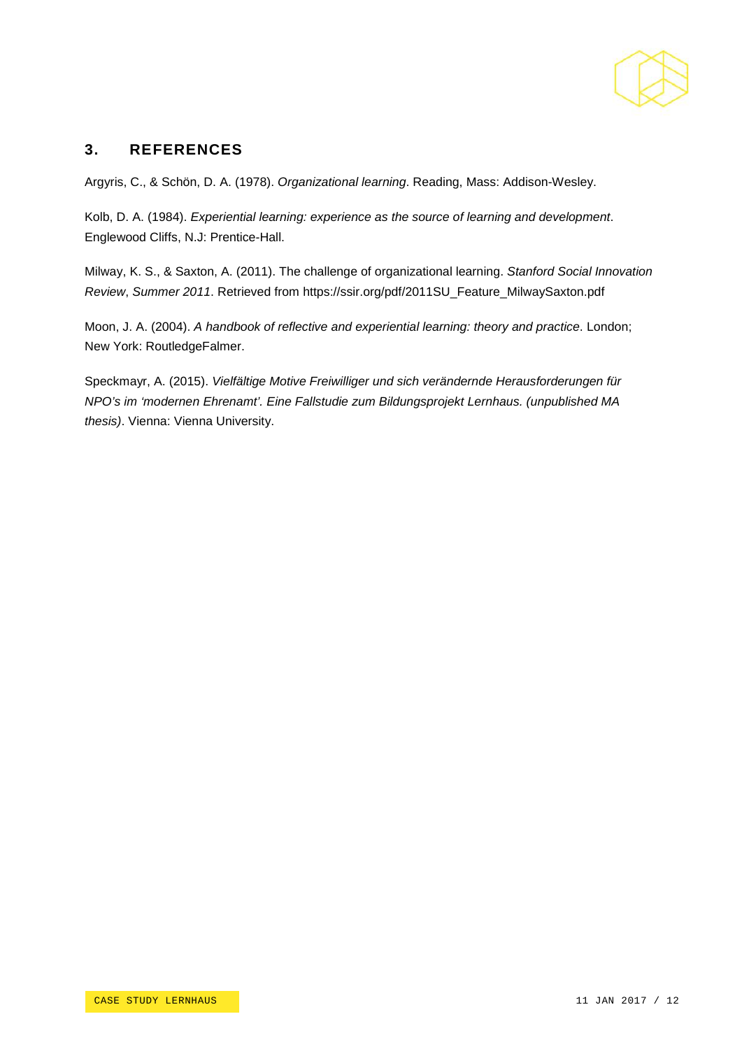## 3. REFERENCES

Argyris, C., & Schön, D. A. (1978). *Organizational learning*. Reading, Mass: Addison-Wesley.

Kolb, D. A. (1984). *Experiential learning: experience as the source of learning and development*. Englewood Cliffs, N.J: Prentice-Hall.

Milway, K. S., & Saxton, A. (2011). The challenge of organizational learning. *Stanford Social Innovation Review*, *Summer 2011*. Retrieved from https://ssir.org/pdf/2011SU_Feature_MilwaySaxton.pdf

Moon, J. A. (2004). *A handbook of reflective and experiential learning: theory and practice*. London; New York: RoutledgeFalmer.

Speckmayr, A. (2015). *Vielfältige Motive Freiwilliger und sich verändernde Herausforderungen für NPO's im 'modernen Ehrenamt'. Eine Fallstudie zum Bildungsprojekt Lernhaus. (unpublished MA thesis)*. Vienna: Vienna University.